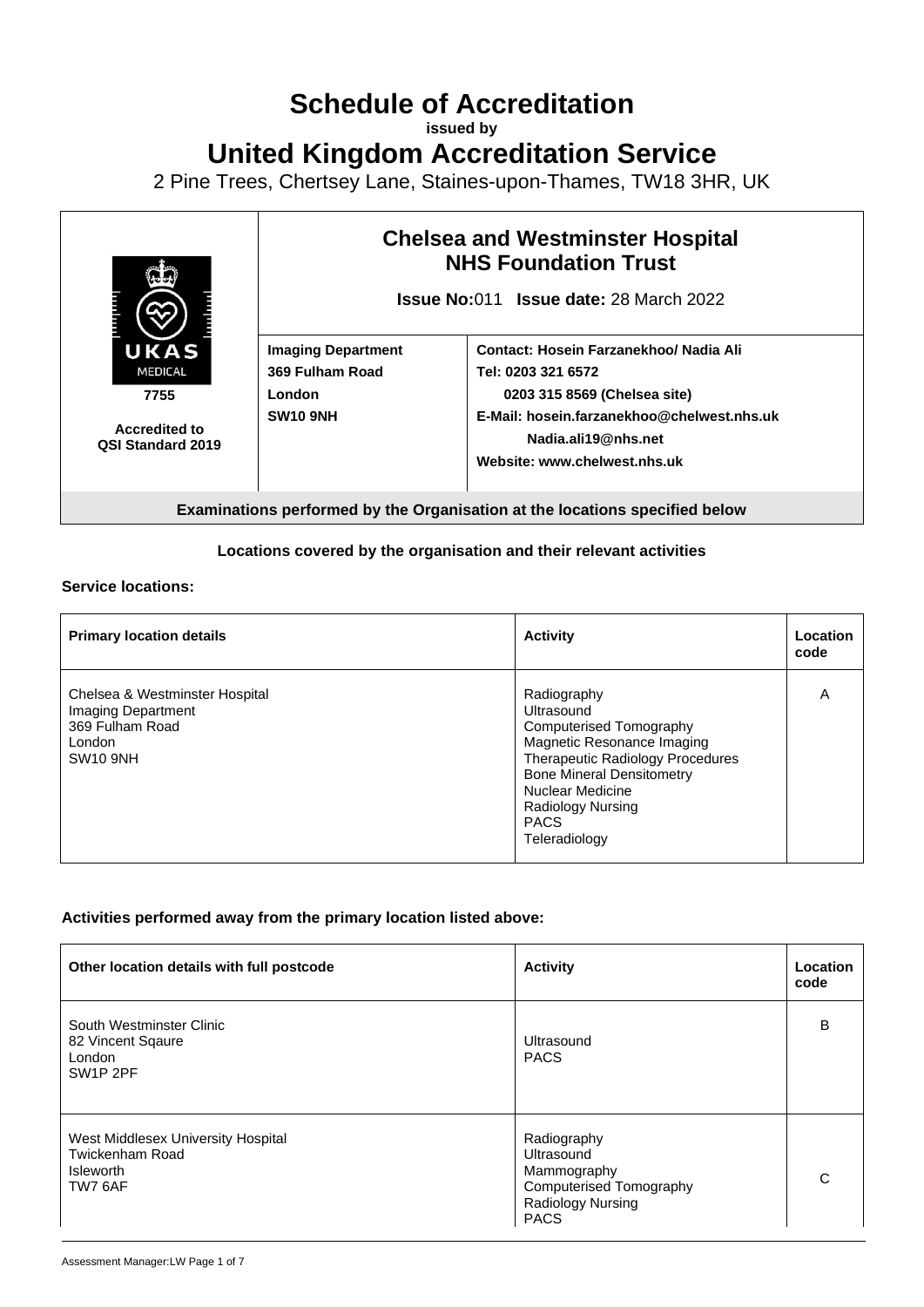# Schedule of Accreditation

**issued by**

# United Kingdom Accreditation Service

2 Pine Trees, Chertsey Lane, Staines-upon-Thames, TW18 3HR, UK

| UKAS MEDICAL 7755 Accredited to QSI Standard 2019 | **Chelsea and Westminster Hospital NHS Foundation Trust** **Issue No:**011 **Issue date:** 28 March 2022 | |
|---|---|---|
| | **Imaging Department** **369 Fulham Road** **London** **SW10 9NH** | **Contact: Hosein Farzanekhoo/ Nadia Ali** **Tel: 0203 321 6572** **0203 315 8569 (Chelsea site)** **E-Mail: hosein.farzanekhoo@chelwest.nhs.uk** **Nadia.ali19@nhs.net** **Website: www.chelwest.nhs.uk** |

**Examinations performed by the Organisation at the locations specified below**

**Locations covered by the organisation and their relevant activities**

**Service locations:**

| **Primary location details** | **Activity** | **Location code** |
|---|---|---|
| Chelsea & Westminster Hospital<br>Imaging Department<br>369 Fulham Road<br>London<br>SW10 9NH | Radiography<br>Ultrasound<br>Computerised Tomography<br>Magnetic Resonance Imaging<br>Therapeutic Radiology Procedures<br>Bone Mineral Densitometry<br>Nuclear Medicine<br>Radiology Nursing<br>PACS<br>Teleradiology | A |

**Activities performed away from the primary location listed above:**

| **Other location details with full postcode** | **Activity** | **Location code** |
|---|---|---|
| South Westminster Clinic<br>82 Vincent Sqaure<br>London<br>SW1P 2PF | Ultrasound<br>PACS | B |
| West Middlesex University Hospital<br>Twickenham Road<br>Isleworth<br>TW7 6AF | Radiography<br>Ultrasound<br>Mammography<br>Computerised Tomography<br>Radiology Nursing<br>PACS | C |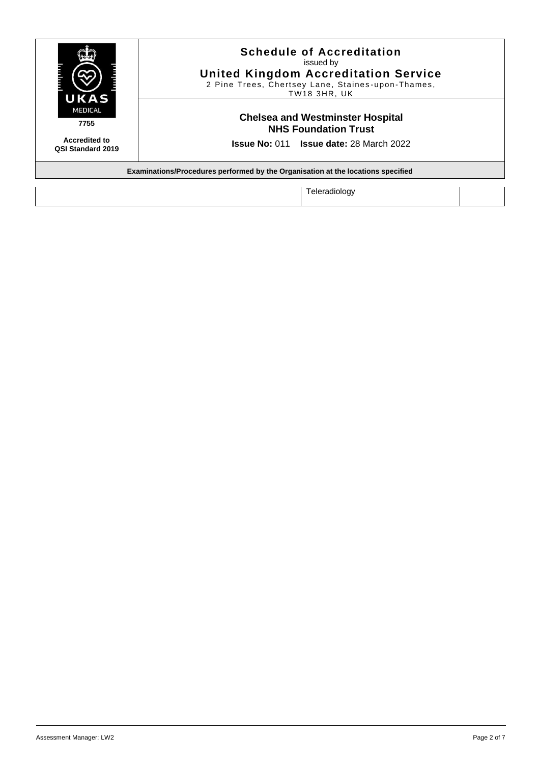| | | |
|---|---|---|
| | Teleradiology | |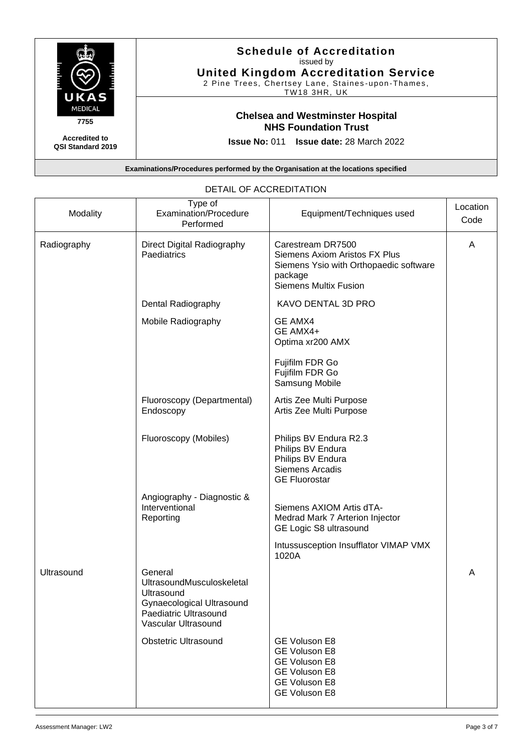# Schedule of Accreditation

issued by

**United Kingdom Accreditation Service**

2 Pine Trees, Chertsey Lane, Staines-upon-Thames, TW18 3HR, UK

UKAS MEDICAL

7755

**Accredited to QSI Standard 2019**

**Chelsea and Westminster Hospital NHS Foundation Trust**

**Issue No:** 011 **Issue date:** 28 March 2022

**Examinations/Procedures performed by the Organisation at the locations specified**

DETAIL OF ACCREDITATION

| Modality | Type of Examination/Procedure Performed | Equipment/Techniques used | Location Code |
|---|---|---|---|
| Radiography | Direct Digital Radiography<br>Paediatrics | Carestream DR7500<br>Siemens Axiom Aristos FX Plus<br>Siemens Ysio with Orthopaedic software package<br>Siemens Multix Fusion | A |
| | Dental Radiography | KAVO DENTAL 3D PRO | |
| | Mobile Radiography | GE AMX4<br>GE AMX4+<br>Optima xr200 AMX<br><br>Fujifilm FDR Go<br>Fujifilm FDR Go<br>Samsung Mobile | |
| | Fluoroscopy (Departmental)<br>Endoscopy | Artis Zee Multi Purpose<br>Artis Zee Multi Purpose | |
| | Fluoroscopy (Mobiles) | Philips BV Endura R2.3<br>Philips BV Endura<br>Philips BV Endura<br>Siemens Arcadis<br>GE Fluorostar | |
| | Angiography - Diagnostic & Interventional<br>Reporting | Siemens AXIOM Artis dTA-<br>Medrad Mark 7 Arterion Injector<br>GE Logic S8 ultrasound | |
| | | Intussusception Insufflator VIMAP VMX 1020A | |
| Ultrasound | General UltrasoundMusculoskeletal Ultrasound<br>Gynaecological Ultrasound<br>Paediatric Ultrasound<br>Vascular Ultrasound | | A |
| | Obstetric Ultrasound | GE Voluson E8<br>GE Voluson E8<br>GE Voluson E8<br>GE Voluson E8<br>GE Voluson E8<br>GE Voluson E8 | |

Assessment Manager: LW2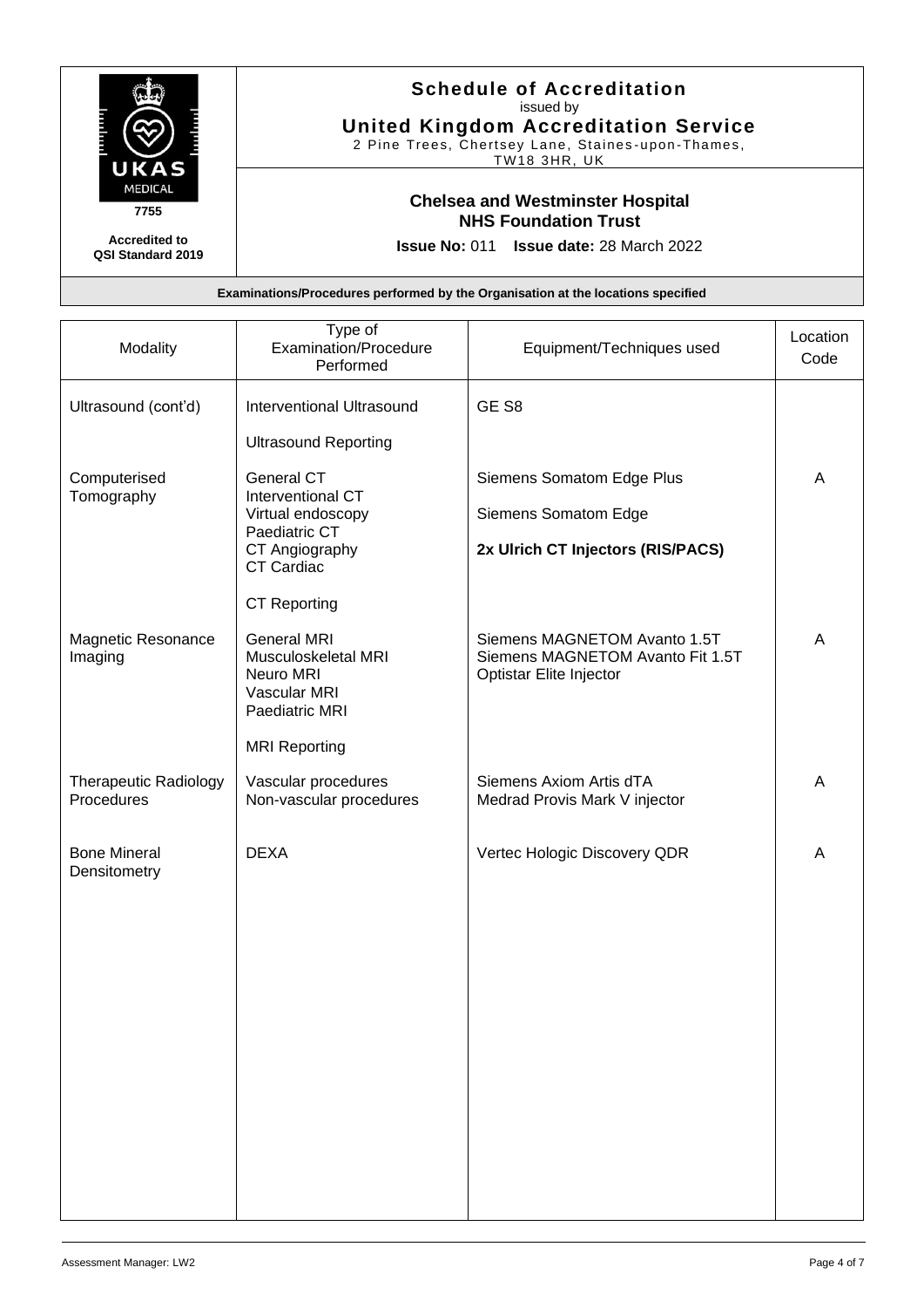**Schedule of Accreditation**
issued by
**United Kingdom Accreditation Service**
2 Pine Trees, Chertsey Lane, Staines-upon-Thames, TW18 3HR, UK

UKAS MEDICAL
7755
**Accredited to QSI Standard 2019**

**Chelsea and Westminster Hospital NHS Foundation Trust**

**Issue No:** 011 **Issue date:** 28 March 2022

**Examinations/Procedures performed by the Organisation at the locations specified**

| Modality | Type of Examination/Procedure Performed | Equipment/Techniques used | Location Code |
|---|---|---|---|
| Ultrasound (cont'd) | Interventional Ultrasound<br><br>Ultrasound Reporting | GE S8 | |
| Computerised Tomography | General CT<br>Interventional CT<br>Virtual endoscopy<br>Paediatric CT<br>CT Angiography<br>CT Cardiac<br><br>CT Reporting | Siemens Somatom Edge Plus<br><br>Siemens Somatom Edge<br><br>**2x Ulrich CT Injectors (RIS/PACS)** | A |
| Magnetic Resonance Imaging | General MRI<br>Musculoskeletal MRI<br>Neuro MRI<br>Vascular MRI<br>Paediatric MRI<br><br>MRI Reporting | Siemens MAGNETOM Avanto 1.5T<br>Siemens MAGNETOM Avanto Fit 1.5T<br>Optistar Elite Injector | A |
| Therapeutic Radiology Procedures | Vascular procedures<br>Non-vascular procedures | Siemens Axiom Artis dTA<br>Medrad Provis Mark V injector | A |
| Bone Mineral Densitometry | DEXA | Vertec Hologic Discovery QDR | A |

Assessment Manager: LW2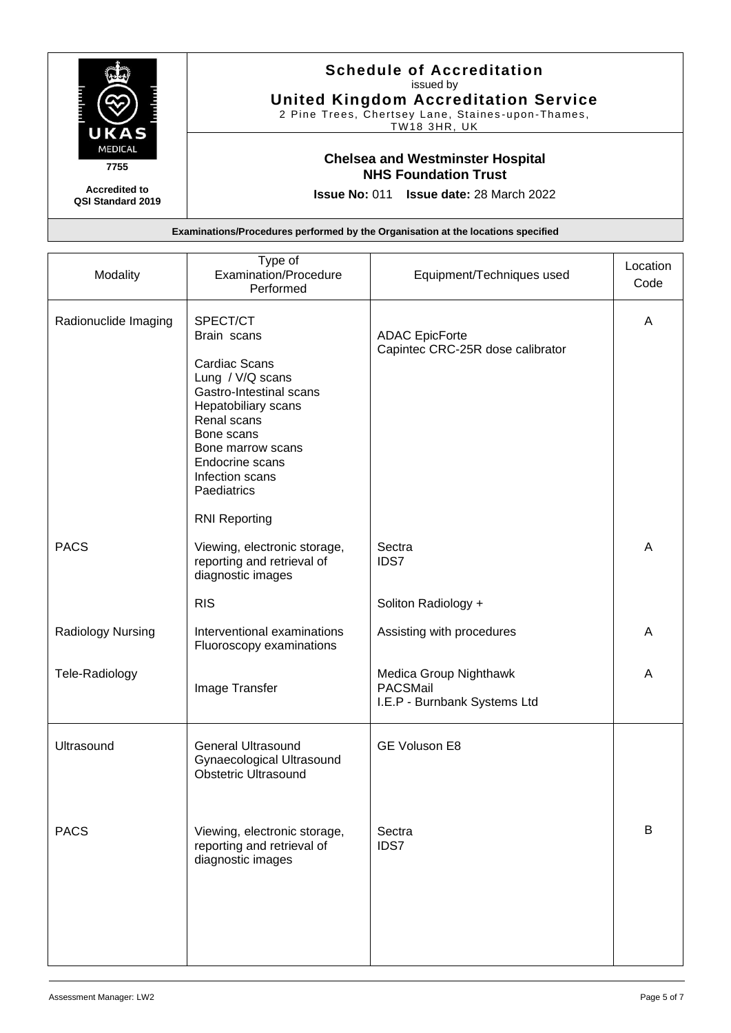# Schedule of Accreditation

issued by

**United Kingdom Accreditation Service**

2 Pine Trees, Chertsey Lane, Staines-upon-Thames, TW18 3HR, UK

UKAS MEDICAL 7755

**Accredited to QSI Standard 2019**

**Chelsea and Westminster Hospital NHS Foundation Trust**

**Issue No:** 011 **Issue date:** 28 March 2022

**Examinations/Procedures performed by the Organisation at the locations specified**

| Modality | Type of Examination/Procedure Performed | Equipment/Techniques used | Location Code |
|---|---|---|---|
| Radionuclide Imaging | SPECT/CT<br>Brain scans<br>Cardiac Scans<br>Lung / V/Q scans<br>Gastro-Intestinal scans<br>Hepatobiliary scans<br>Renal scans<br>Bone scans<br>Bone marrow scans<br>Endocrine scans<br>Infection scans<br>Paediatrics<br>RNI Reporting | ADAC EpicForte<br>Capintec CRC-25R dose calibrator | A |
| PACS | Viewing, electronic storage, reporting and retrieval of diagnostic images<br>RIS | Sectra<br>IDS7<br>Soliton Radiology + | A |
| Radiology Nursing | Interventional examinations<br>Fluoroscopy examinations | Assisting with procedures | A |
| Tele-Radiology | Image Transfer | Medica Group Nighthawk<br>PACSMail<br>I.E.P - Burnbank Systems Ltd | A |
| Ultrasound | General Ultrasound<br>Gynaecological Ultrasound<br>Obstetric Ultrasound | GE Voluson E8 | |
| PACS | Viewing, electronic storage, reporting and retrieval of diagnostic images | Sectra<br>IDS7 | B |

Assessment Manager: LW2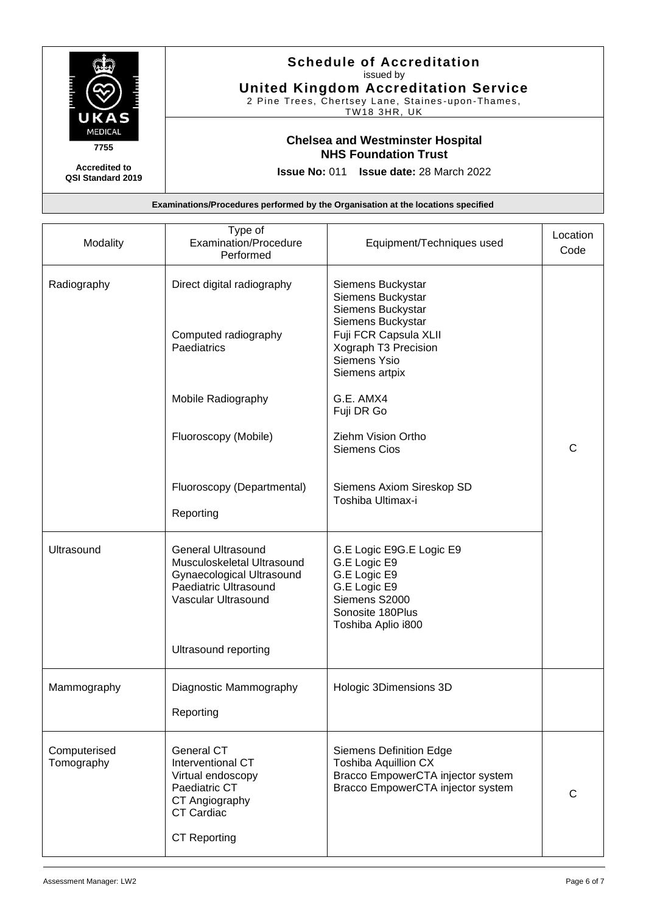**Schedule of Accreditation**
issued by
**United Kingdom Accreditation Service**
2 Pine Trees, Chertsey Lane, Staines-upon-Thames, TW18 3HR, UK

UKAS MEDICAL
7755
**Accredited to QSI Standard 2019**

**Chelsea and Westminster Hospital NHS Foundation Trust**

**Issue No:** 011 **Issue date:** 28 March 2022

**Examinations/Procedures performed by the Organisation at the locations specified**

| Modality | Type of Examination/Procedure Performed | Equipment/Techniques used | Location Code |
|---|---|---|---|
| Radiography | Direct digital radiography<br><br>Computed radiography<br>Paediatrics<br><br>Mobile Radiography<br><br>Fluoroscopy (Mobile)<br><br>Fluoroscopy (Departmental)<br><br>Reporting | Siemens Buckystar<br>Siemens Buckystar<br>Siemens Buckystar<br>Siemens Buckystar<br>Fuji FCR Capsula XLII<br>Xograph T3 Precision<br>Siemens Ysio<br>Siemens artpix<br><br>G.E. AMX4<br>Fuji DR Go<br><br>Ziehm Vision Ortho<br>Siemens Cios<br><br>Siemens Axiom Sireskop SD<br>Toshiba Ultimax-i | C |
| Ultrasound | General Ultrasound<br>Musculoskeletal Ultrasound<br>Gynaecological Ultrasound<br>Paediatric Ultrasound<br>Vascular Ultrasound<br><br>Ultrasound reporting | G.E Logic E9G.E Logic E9<br>G.E Logic E9<br>G.E Logic E9<br>G.E Logic E9<br>Siemens S2000<br>Sonosite 180Plus<br>Toshiba Aplio i800 | |
| Mammography | Diagnostic Mammography<br><br>Reporting | Hologic 3Dimensions 3D | |
| Computerised Tomography | General CT<br>Interventional CT<br>Virtual endoscopy<br>Paediatric CT<br>CT Angiography<br>CT Cardiac<br><br>CT Reporting | Siemens Definition Edge<br>Toshiba Aquillion CX<br>Bracco EmpowerCTA injector system<br>Bracco EmpowerCTA injector system | C |

Assessment Manager: LW2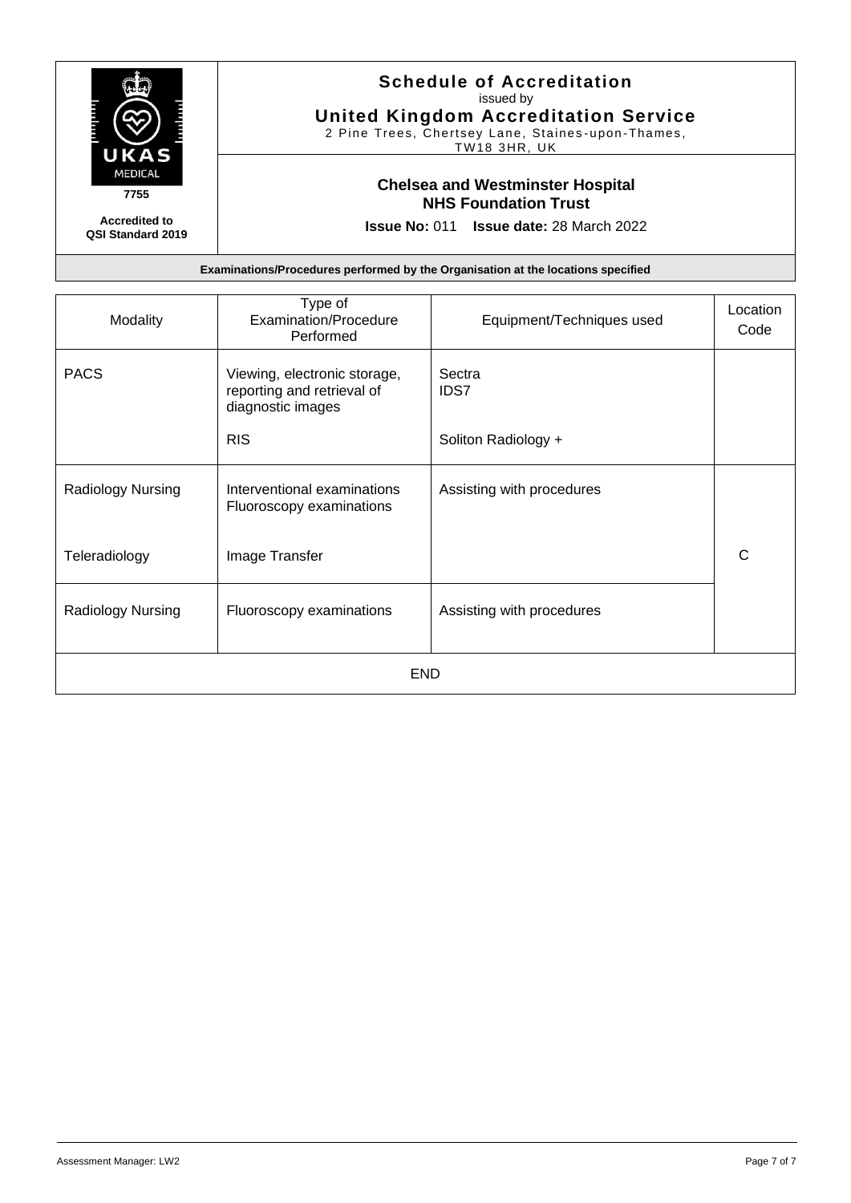**Schedule of Accreditation**
issued by
**United Kingdom Accreditation Service**
2 Pine Trees, Chertsey Lane, Staines-upon-Thames, TW18 3HR, UK

UKAS MEDICAL
7755

**Accredited to QSI Standard 2019**

**Chelsea and Westminster Hospital NHS Foundation Trust**

**Issue No:** 011 **Issue date:** 28 March 2022

**Examinations/Procedures performed by the Organisation at the locations specified**

| Modality | Type of Examination/Procedure Performed | Equipment/Techniques used | Location Code |
|---|---|---|---|
| PACS | Viewing, electronic storage, reporting and retrieval of diagnostic images | Sectra IDS7 | |
| | RIS | Soliton Radiology + | |
| Radiology Nursing | Interventional examinations Fluoroscopy examinations | Assisting with procedures | C |
| Teleradiology | Image Transfer | | |
| Radiology Nursing | Fluoroscopy examinations | Assisting with procedures | |
| END | | | |

Assessment Manager: LW2